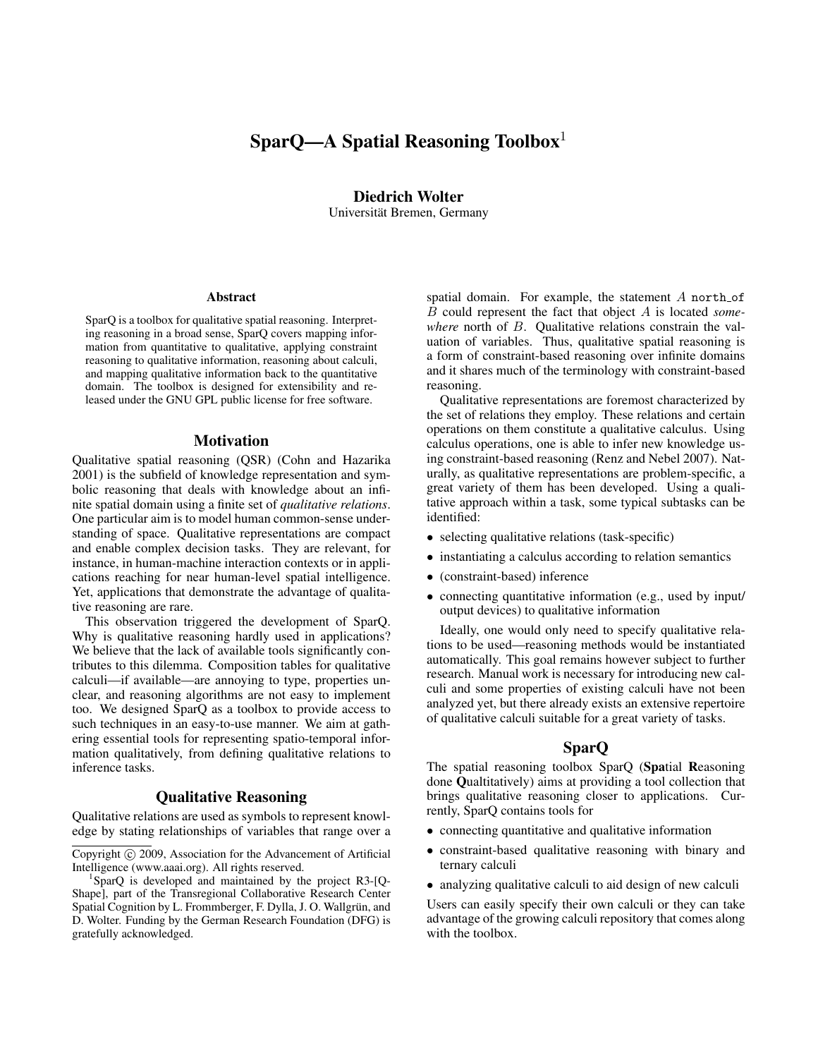# SparQ—A Spatial Reasoning Toolbox[1]

**Diedrich Wolter**
Universität Bremen, Germany

### Abstract

SparQ is a toolbox for qualitative spatial reasoning. Interpreting reasoning in a broad sense, SparQ covers mapping information from quantitative to qualitative, applying constraint reasoning to qualitative information, reasoning about calculi, and mapping qualitative information back to the quantitative domain. The toolbox is designed for extensibility and released under the GNU GPL public license for free software.

## Motivation

Qualitative spatial reasoning (QSR) (Cohn and Hazarika 2001) is the subfield of knowledge representation and symbolic reasoning that deals with knowledge about an infinite spatial domain using a finite set of *qualitative relations*. One particular aim is to model human common-sense understanding of space. Qualitative representations are compact and enable complex decision tasks. They are relevant, for instance, in human-machine interaction contexts or in applications reaching for near human-level spatial intelligence. Yet, applications that demonstrate the advantage of qualitative reasoning are rare.

This observation triggered the development of SparQ. Why is qualitative reasoning hardly used in applications? We believe that the lack of available tools significantly contributes to this dilemma. Composition tables for qualitative calculi—if available—are annoying to type, properties unclear, and reasoning algorithms are not easy to implement too. We designed SparQ as a toolbox to provide access to such techniques in an easy-to-use manner. We aim at gathering essential tools for representing spatio-temporal information qualitatively, from defining qualitative relations to inference tasks.

## Qualitative Reasoning

Qualitative relations are used as symbols to represent knowledge by stating relationships of variables that range over a spatial domain. For example, the statement $A$ `north_of` $B$ could represent the fact that object $A$ is located *somewhere* north of $B$. Qualitative relations constrain the valuation of variables. Thus, qualitative spatial reasoning is a form of constraint-based reasoning over infinite domains and it shares much of the terminology with constraint-based reasoning.

Qualitative representations are foremost characterized by the set of relations they employ. These relations and certain operations on them constitute a qualitative calculus. Using calculus operations, one is able to infer new knowledge using constraint-based reasoning (Renz and Nebel 2007). Naturally, as qualitative representations are problem-specific, a great variety of them has been developed. Using a qualitative approach within a task, some typical subtasks can be identified:

- selecting qualitative relations (task-specific)
- instantiating a calculus according to relation semantics
- (constraint-based) inference
- connecting quantitative information (e.g., used by input/output devices) to qualitative information

Ideally, one would only need to specify qualitative relations to be used—reasoning methods would be instantiated automatically. This goal remains however subject to further research. Manual work is necessary for introducing new calculi and some properties of existing calculi have not been analyzed yet, but there already exists an extensive repertoire of qualitative calculi suitable for a great variety of tasks.

## SparQ

The spatial reasoning toolbox SparQ (**Spa**tial **R**easoning done **Q**ualtitatively) aims at providing a tool collection that brings qualitative reasoning closer to applications. Currently, SparQ contains tools for

- connecting quantitative and qualitative information
- constraint-based qualitative reasoning with binary and ternary calculi
- analyzing qualitative calculi to aid design of new calculi

Users can easily specify their own calculi or they can take advantage of the growing calculi repository that comes along with the toolbox.

---

Copyright © 2009, Association for the Advancement of Artificial Intelligence (www.aaai.org). All rights reserved.

[1]SparQ is developed and maintained by the project R3-[Q-Shape], part of the Transregional Collaborative Research Center Spatial Cognition by L. Frommberger, F. Dylla, J. O. Wallgrün, and D. Wolter. Funding by the German Research Foundation (DFG) is gratefully acknowledged.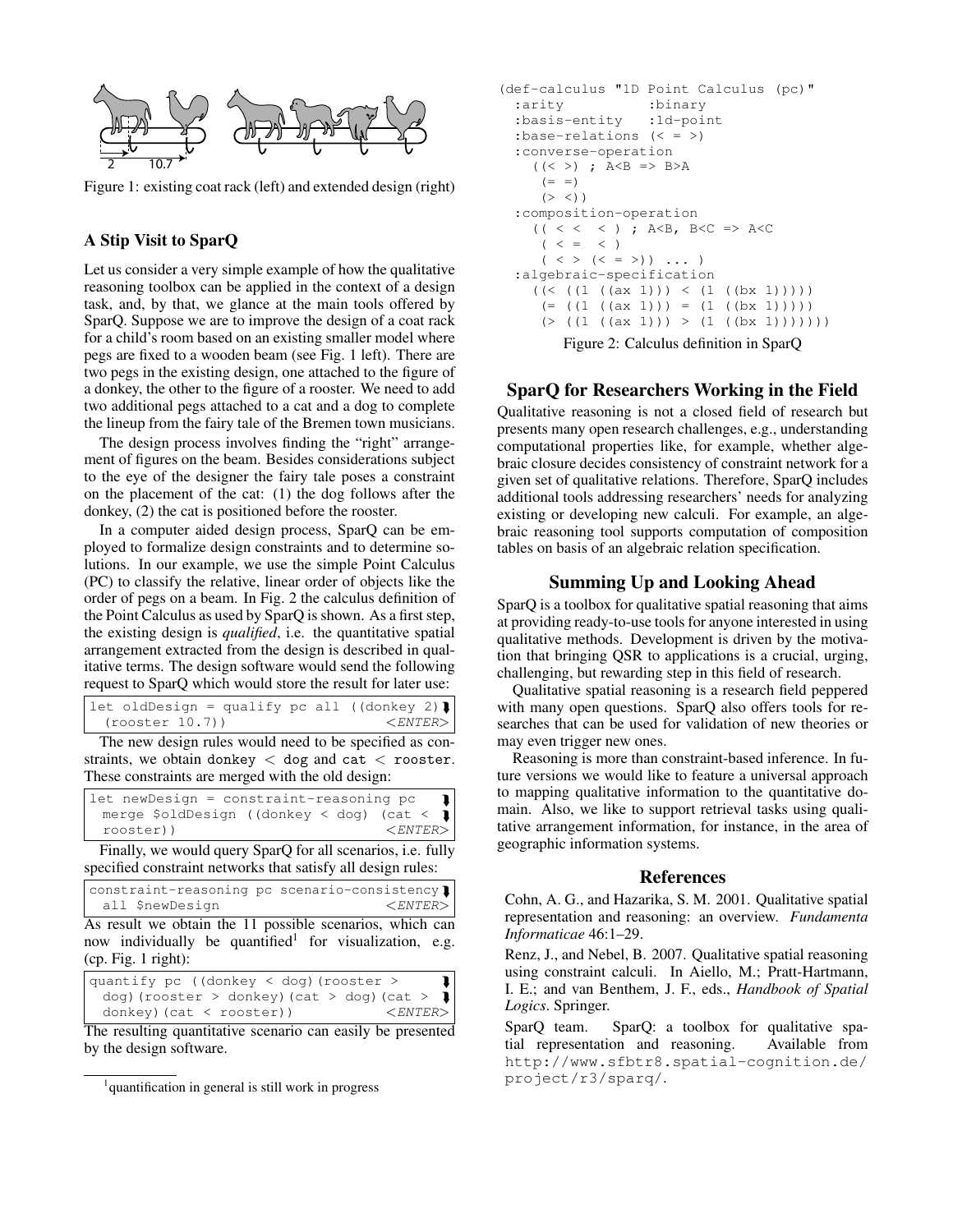2 10.7

Figure 1: existing coat rack (left) and extended design (right)

## A Stip Visit to SparQ

Let us consider a very simple example of how the qualitative reasoning toolbox can be applied in the context of a design task, and, by that, we glance at the main tools offered by SparQ. Suppose we are to improve the design of a coat rack for a child's room based on an existing smaller model where pegs are fixed to a wooden beam (see Fig. 1 left). There are two pegs in the existing design, one attached to the figure of a donkey, the other to the figure of a rooster. We need to add two additional pegs attached to a cat and a dog to complete the lineup from the fairy tale of the Bremen town musicians.

The design process involves finding the "right" arrangement of figures on the beam. Besides considerations subject to the eye of the designer the fairy tale poses a constraint on the placement of the cat: (1) the dog follows after the donkey, (2) the cat is positioned before the rooster.

In a computer aided design process, SparQ can be employed to formalize design constraints and to determine solutions. In our example, we use the simple Point Calculus (PC) to classify the relative, linear order of objects like the order of pegs on a beam. In Fig. 2 the calculus definition of the Point Calculus as used by SparQ is shown. As a first step, the existing design is *qualified*, i.e. the quantitative spatial arrangement extracted from the design is described in qualitative terms. The design software would send the following request to SparQ which would store the result for later use:

```
let oldDesign = qualify pc all ((donkey 2)
  (rooster 10.7))                    <ENTER>
```

The new design rules would need to be specified as constraints, we obtain donkey $<$ dog and cat $<$ rooster. These constraints are merged with the old design:

```
let newDesign = constraint-reasoning pc
  merge $oldDesign ((donkey < dog) (cat <
  rooster))                          <ENTER>
```

Finally, we would query SparQ for all scenarios, i.e. fully specified constraint networks that satisfy all design rules:

```
constraint-reasoning pc scenario-consistency
  all $newDesign                     <ENTER>
```

As result we obtain the 11 possible scenarios, which can now individually be quantified[1] for visualization, e.g. (cp. Fig. 1 right):

```
quantify pc ((donkey < dog)(rooster >
  dog)(rooster > donkey)(cat > dog)(cat >
  donkey)(cat < rooster))            <ENTER>
```

The resulting quantitative scenario can easily be presented by the design software.

[1] quantification in general is still work in progress

```
(def-calculus "1D Point Calculus (pc)"
  :arity             :binary
  :basis-entity      :1d-point
  :base-relations (< = >)
  :converse-operation
    ((< >) ; A<B => B>A
     (= =)
     (> <))
  :composition-operation
    (( < <  < ) ; A<B, B<C => A<C
     ( < =  < )
     ( < > (< = >)) ... )
  :algebraic-specification
    ((< ((1 ((ax 1))) < (1 ((bx 1)))))
     (= ((1 ((ax 1))) = (1 ((bx 1)))))
     (> ((1 ((ax 1))) > (1 ((bx 1)))))))
```

Figure 2: Calculus definition in SparQ

## SparQ for Researchers Working in the Field

Qualitative reasoning is not a closed field of research but presents many open research challenges, e.g., understanding computational properties like, for example, whether algebraic closure decides consistency of constraint network for a given set of qualitative relations. Therefore, SparQ includes additional tools addressing researchers' needs for analyzing existing or developing new calculi. For example, an algebraic reasoning tool supports computation of composition tables on basis of an algebraic relation specification.

## Summing Up and Looking Ahead

SparQ is a toolbox for qualitative spatial reasoning that aims at providing ready-to-use tools for anyone interested in using qualitative methods. Development is driven by the motivation that bringing QSR to applications is a crucial, urging, challenging, but rewarding step in this field of research.

Qualitative spatial reasoning is a research field peppered with many open questions. SparQ also offers tools for researches that can be used for validation of new theories or may even trigger new ones.

Reasoning is more than constraint-based inference. In future versions we would like to feature a universal approach to mapping qualitative information to the quantitative domain. Also, we like to support retrieval tasks using qualitative arrangement information, for instance, in the area of geographic information systems.

## References

Cohn, A. G., and Hazarika, S. M. 2001. Qualitative spatial representation and reasoning: an overview. *Fundamenta Informaticae* 46:1–29.

Renz, J., and Nebel, B. 2007. Qualitative spatial reasoning using constraint calculi. In Aiello, M.; Pratt-Hartmann, I. E.; and van Benthem, J. F., eds., *Handbook of Spatial Logics*. Springer.

SparQ team. SparQ: a toolbox for qualitative spatial representation and reasoning. Available from http://www.sfbtr8.spatial-cognition.de/project/r3/sparq/.